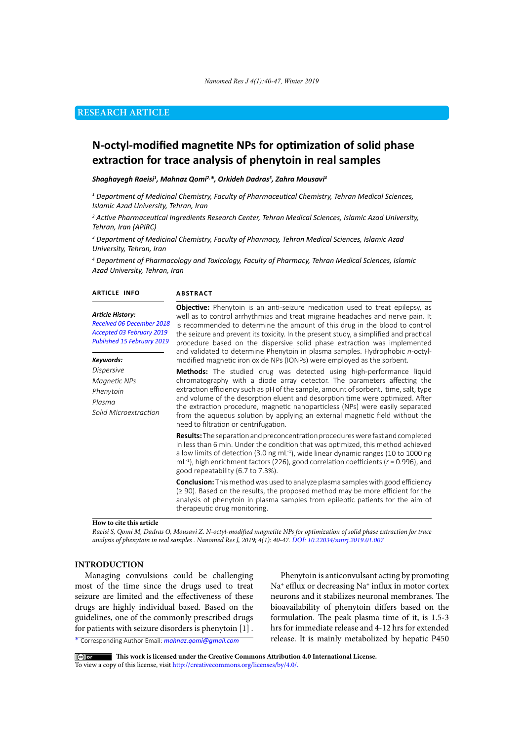RESEARCH ARTICLE

# N-octyl-modified magnetite NPs for optimization of solid phase extraction for trace analysis of phenytoin in real samples

***Shaghayegh Raeisi[1], Mahnaz Qomi[2,*], Orkideh Dadras[3], Zahra Mousavi[4]***

*[1] Department of Medicinal Chemistry, Faculty of Pharmaceutical Chemistry, Tehran Medical Sciences, Islamic Azad University, Tehran, Iran*

*[2] Active Pharmaceutical Ingredients Research Center, Tehran Medical Sciences, Islamic Azad University, Tehran, Iran (APIRC)*

*[3] Department of Medicinal Chemistry, Faculty of Pharmacy, Tehran Medical Sciences, Islamic Azad University, Tehran, Iran*

*[4] Department of Pharmacology and Toxicology, Faculty of Pharmacy, Tehran Medical Sciences, Islamic Azad University, Tehran, Iran*

**ARTICLE INFO**

***Article History:***
*Received 06 December 2018*
*Accepted 03 February 2019*
*Published 15 February 2019*

***Keywords:***
*Dispersive*
*Magnetic NPs*
*Phenytoin*
*Plasma*
*Solid Microextraction*

**ABSTRACT**

**Objective:** Phenytoin is an anti-seizure medication used to treat epilepsy, as well as to control arrhythmias and treat migraine headaches and nerve pain. It is recommended to determine the amount of this drug in the blood to control the seizure and prevent its toxicity. In the present study, a simplified and practical procedure based on the dispersive solid phase extraction was implemented and validated to determine Phenytoin in plasma samples. Hydrophobic *n*-octyl-modified magnetic iron oxide NPs (IONPs) were employed as the sorbent.

**Methods:** The studied drug was detected using high-performance liquid chromatography with a diode array detector. The parameters affecting the extraction efficiency such as pH of the sample, amount of sorbent, time, salt, type and volume of the desorption eluent and desorption time were optimized. After the extraction procedure, magnetic nanoparticless (NPs) were easily separated from the aqueous solution by applying an external magnetic field without the need to filtration or centrifugation.

**Results:** The separation and preconcentration procedures were fast and completed in less than 6 min. Under the condition that was optimized, this method achieved a low limits of detection (3.0 ng mL$^{-1}$), wide linear dynamic ranges (10 to 1000 ng mL$^{-1}$), high enrichment factors (226), good correlation coefficients ($r$ = 0.996), and good repeatability (6.7 to 7.3%).

**Conclusion:** This method was used to analyze plasma samples with good efficiency (≥ 90). Based on the results, the proposed method may be more efficient for the analysis of phenytoin in plasma samples from epileptic patients for the aim of therapeutic drug monitoring.

**How to cite this article**
*Raeisi S, Qomi M, Dadras O, Mousavi Z. N-octyl-modified magnetite NPs for optimization of solid phase extraction for trace analysis of phenytoin in real samples . Nanomed Res J, 2019; 4(1): 40-47. DOI: 10.22034/nmrj.2019.01.007*

## INTRODUCTION

Managing convulsions could be challenging most of the time since the drugs used to treat seizure are limited and the effectiveness of these drugs are highly individual based. Based on the guidelines, one of the commonly prescribed drugs for patients with seizure disorders is phenytoin [1] .

Phenytoin is anticonvulsant acting by promoting $Na^+$ efflux or decreasing $Na^+$ influx in motor cortex neurons and it stabilizes neuronal membranes. The bioavailability of phenytoin differs based on the formulation. The peak plasma time of it, is 1.5-3 hrs for immediate release and 4-12 hrs for extended release. It is mainly metabolized by hepatic P450

* Corresponding Author Email: *mahnaz.qomi@gmail.com*

**This work is licensed under the Creative Commons Attribution 4.0 International License.**
To view a copy of this license, visit http://creativecommons.org/licenses/by/4.0/.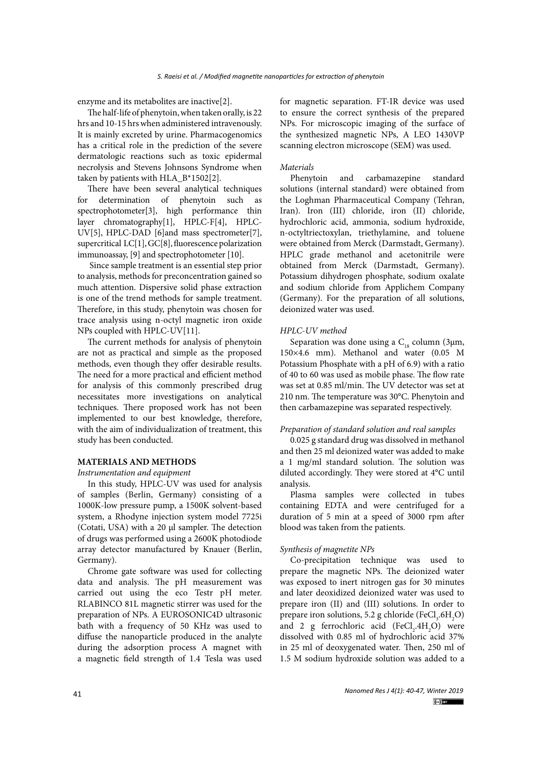enzyme and its metabolites are inactive[2].

The half-life of phenytoin, when taken orally, is 22 hrs and 10-15 hrs when administered intravenously. It is mainly excreted by urine. Pharmacogenomics has a critical role in the prediction of the severe dermatologic reactions such as toxic epidermal necrolysis and Stevens Johnsons Syndrome when taken by patients with HLA_B*1502[2].

There have been several analytical techniques for determination of phenytoin such as spectrophotometer[3], high performance thin layer chromatography[1], HPLC-F[4], HPLC-UV[5], HPLC-DAD [6]and mass spectrometer[7], supercritical LC[1], GC[8], fluorescence polarization immunoassay, [9] and spectrophotometer [10].

Since sample treatment is an essential step prior to analysis, methods for preconcentration gained so much attention. Dispersive solid phase extraction is one of the trend methods for sample treatment. Therefore, in this study, phenytoin was chosen for trace analysis using n-octyl magnetic iron oxide NPs coupled with HPLC-UV[11].

The current methods for analysis of phenytoin are not as practical and simple as the proposed methods, even though they offer desirable results. The need for a more practical and efficient method for analysis of this commonly prescribed drug necessitates more investigations on analytical techniques. There proposed work has not been implemented to our best knowledge, therefore, with the aim of individualization of treatment, this study has been conducted.

## MATERIALS AND METHODS

*Instrumentation and equipment*

In this study, HPLC-UV was used for analysis of samples (Berlin, Germany) consisting of a 1000K-low pressure pump, a 1500K solvent-based system, a Rhodyne injection system model 7725i (Cotati, USA) with a 20 µl sampler. The detection of drugs was performed using a 2600K photodiode array detector manufactured by Knauer (Berlin, Germany).

Chrome gate software was used for collecting data and analysis. The pH measurement was carried out using the eco Testr pH meter. RLABINCO 81L magnetic stirrer was used for the preparation of NPs. A EUROSONIC4D ultrasonic bath with a frequency of 50 KHz was used to diffuse the nanoparticle produced in the analyte during the adsorption process A magnet with a magnetic field strength of 1.4 Tesla was used for magnetic separation. FT-IR device was used to ensure the correct synthesis of the prepared NPs. For microscopic imaging of the surface of the synthesized magnetic NPs, A LEO 1430VP scanning electron microscope (SEM) was used.

*Materials*

Phenytoin and carbamazepine standard solutions (internal standard) were obtained from the Loghman Pharmaceutical Company (Tehran, Iran). Iron (III) chloride, iron (II) chloride, hydrochloric acid, ammonia, sodium hydroxide, n-octyltriectoxylan, triethylamine, and toluene were obtained from Merck (Darmstadt, Germany). HPLC grade methanol and acetonitrile were obtained from Merck (Darmstadt, Germany). Potassium dihydrogen phosphate, sodium oxalate and sodium chloride from Applichem Company (Germany). For the preparation of all solutions, deionized water was used.

*HPLC-UV method*

Separation was done using a $C_{18}$ column (3µm, 150×4.6 mm). Methanol and water (0.05 M Potassium Phosphate with a pH of 6.9) with a ratio of 40 to 60 was used as mobile phase. The flow rate was set at 0.85 ml/min. The UV detector was set at 210 nm. The temperature was 30°C. Phenytoin and then carbamazepine was separated respectively.

*Preparation of standard solution and real samples*

0.025 g standard drug was dissolved in methanol and then 25 ml deionized water was added to make a 1 mg/ml standard solution. The solution was diluted accordingly. They were stored at 4°C until analysis.

Plasma samples were collected in tubes containing EDTA and were centrifuged for a duration of 5 min at a speed of 3000 rpm after blood was taken from the patients.

*Synthesis of magnetite NPs*

Co-precipitation technique was used to prepare the magnetic NPs. The deionized water was exposed to inert nitrogen gas for 30 minutes and later deoxidized deionized water was used to prepare iron (II) and (III) solutions. In order to prepare iron solutions, 5.2 g chloride ($FeCl_3.6H_2O$) and 2 g ferrochloric acid ($FeCl_2.4H_2O$) were dissolved with 0.85 ml of hydrochloric acid 37% in 25 ml of deoxygenated water. Then, 250 ml of 1.5 M sodium hydroxide solution was added to a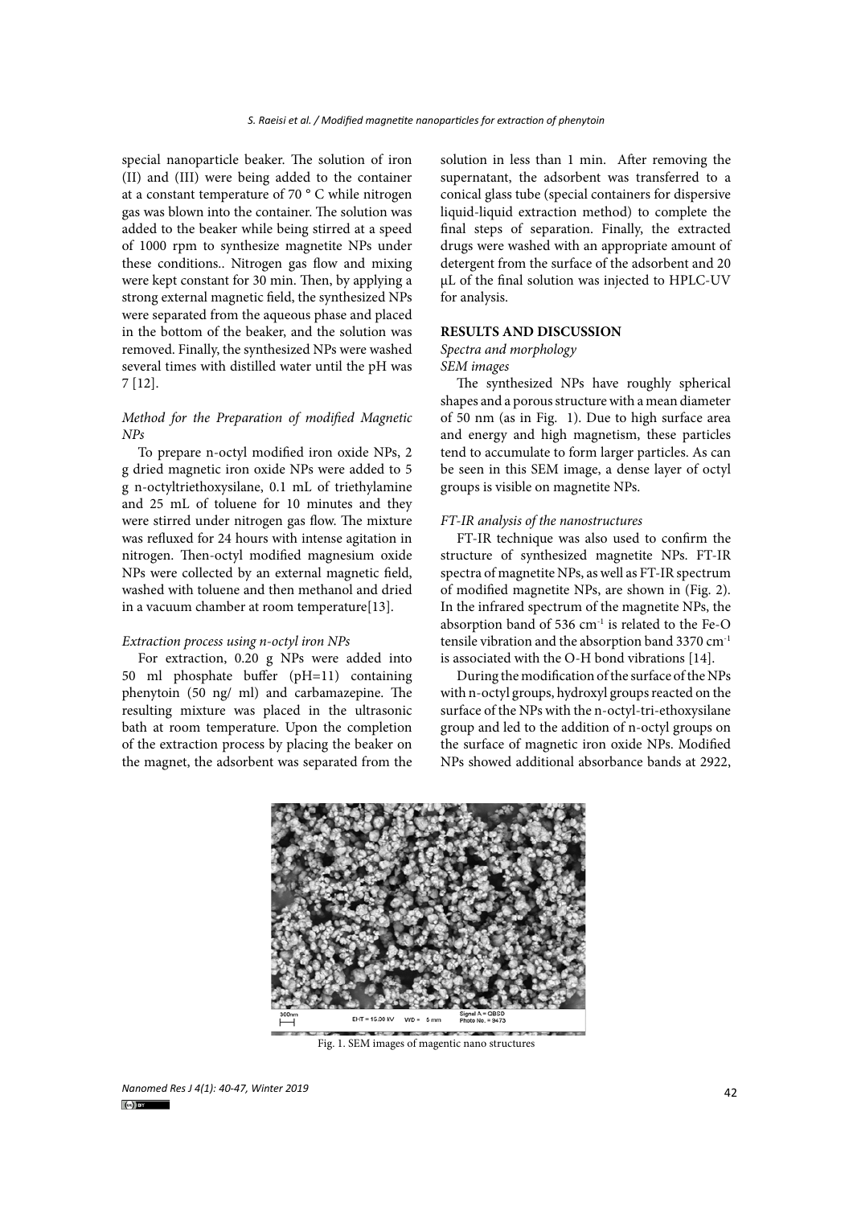special nanoparticle beaker. The solution of iron (II) and (III) were being added to the container at a constant temperature of 70 ° C while nitrogen gas was blown into the container. The solution was added to the beaker while being stirred at a speed of 1000 rpm to synthesize magnetite NPs under these conditions.. Nitrogen gas flow and mixing were kept constant for 30 min. Then, by applying a strong external magnetic field, the synthesized NPs were separated from the aqueous phase and placed in the bottom of the beaker, and the solution was removed. Finally, the synthesized NPs were washed several times with distilled water until the pH was 7 [12].

### *Method for the Preparation of modified Magnetic NPs*

To prepare n-octyl modified iron oxide NPs, 2 g dried magnetic iron oxide NPs were added to 5 g n-octyltriethoxysilane, 0.1 mL of triethylamine and 25 mL of toluene for 10 minutes and they were stirred under nitrogen gas flow. The mixture was refluxed for 24 hours with intense agitation in nitrogen. Then-octyl modified magnesium oxide NPs were collected by an external magnetic field, washed with toluene and then methanol and dried in a vacuum chamber at room temperature[13].

### *Extraction process using n-octyl iron NPs*

For extraction, 0.20 g NPs were added into 50 ml phosphate buffer (pH=11) containing phenytoin (50 ng/ ml) and carbamazepine. The resulting mixture was placed in the ultrasonic bath at room temperature. Upon the completion of the extraction process by placing the beaker on the magnet, the adsorbent was separated from the solution in less than 1 min. After removing the supernatant, the adsorbent was transferred to a conical glass tube (special containers for dispersive liquid-liquid extraction method) to complete the final steps of separation. Finally, the extracted drugs were washed with an appropriate amount of detergent from the surface of the adsorbent and 20 µL of the final solution was injected to HPLC-UV for analysis.

## RESULTS AND DISCUSSION

### *Spectra and morphology*

### *SEM images*

The synthesized NPs have roughly spherical shapes and a porous structure with a mean diameter of 50 nm (as in Fig. 1). Due to high surface area and energy and high magnetism, these particles tend to accumulate to form larger particles. As can be seen in this SEM image, a dense layer of octyl groups is visible on magnetite NPs.

### *FT-IR analysis of the nanostructures*

FT-IR technique was also used to confirm the structure of synthesized magnetite NPs. FT-IR spectra of magnetite NPs, as well as FT-IR spectrum of modified magnetite NPs, are shown in (Fig. 2). In the infrared spectrum of the magnetite NPs, the absorption band of 536 $cm^{-1}$ is related to the Fe-O tensile vibration and the absorption band 3370 $cm^{-1}$ is associated with the O-H bond vibrations [14].

During the modification of the surface of the NPs with n-octyl groups, hydroxyl groups reacted on the surface of the NPs with the n-octyl-tri-ethoxysilane group and led to the addition of n-octyl groups on the surface of magnetic iron oxide NPs. Modified NPs showed additional absorbance bands at 2922,

Fig. 1. SEM images of magentic nano structures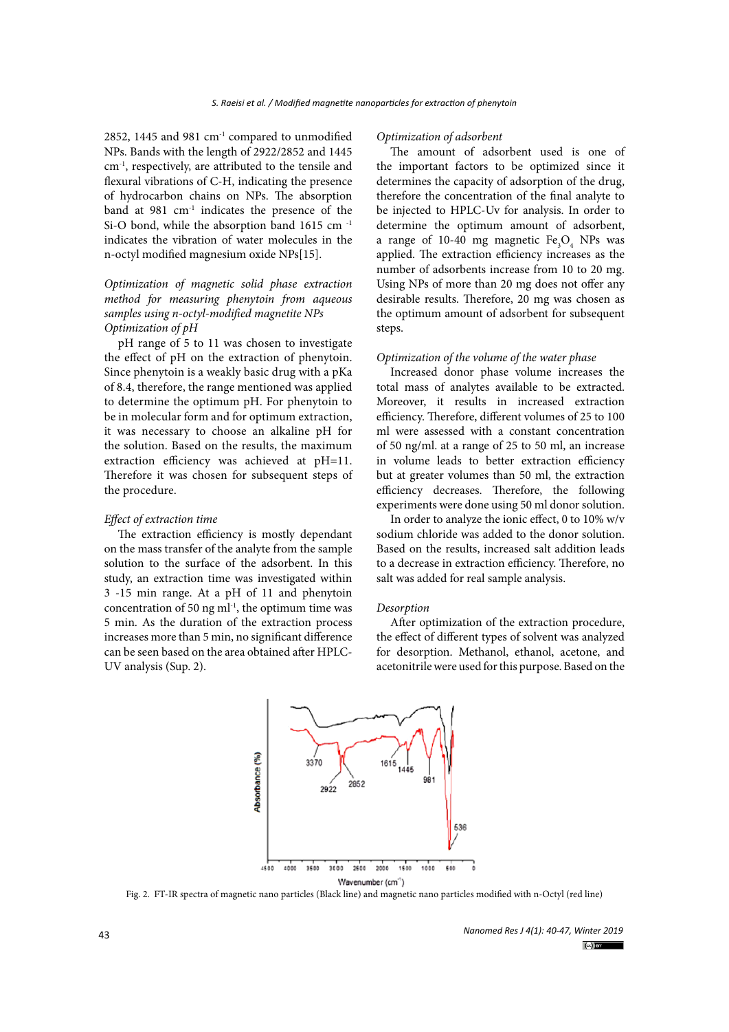2852, 1445 and 981 $cm^{-1}$ compared to unmodified NPs. Bands with the length of 2922/2852 and 1445 $cm^{-1}$, respectively, are attributed to the tensile and flexural vibrations of C-H, indicating the presence of hydrocarbon chains on NPs. The absorption band at 981 $cm^{-1}$ indicates the presence of the Si-O bond, while the absorption band 1615 $cm^{-1}$ indicates the vibration of water molecules in the n-octyl modified magnesium oxide NPs[15].

*Optimization of magnetic solid phase extraction method for measuring phenytoin from aqueous samples using n-octyl-modified magnetite NPs*

*Optimization of pH*

pH range of 5 to 11 was chosen to investigate the effect of pH on the extraction of phenytoin. Since phenytoin is a weakly basic drug with a pKa of 8.4, therefore, the range mentioned was applied to determine the optimum pH. For phenytoin to be in molecular form and for optimum extraction, it was necessary to choose an alkaline pH for the solution. Based on the results, the maximum extraction efficiency was achieved at pH=11. Therefore it was chosen for subsequent steps of the procedure.

*Effect of extraction time*

The extraction efficiency is mostly dependant on the mass transfer of the analyte from the sample solution to the surface of the adsorbent. In this study, an extraction time was investigated within 3 -15 min range. At a pH of 11 and phenytoin concentration of 50 ng $ml^{-1}$, the optimum time was 5 min. As the duration of the extraction process increases more than 5 min, no significant difference can be seen based on the area obtained after HPLC-UV analysis (Sup. 2).

*Optimization of adsorbent*

The amount of adsorbent used is one of the important factors to be optimized since it determines the capacity of adsorption of the drug, therefore the concentration of the final analyte to be injected to HPLC-Uv for analysis. In order to determine the optimum amount of adsorbent, a range of 10-40 mg magnetic $Fe_3O_4$ NPs was applied. The extraction efficiency increases as the number of adsorbents increase from 10 to 20 mg. Using NPs of more than 20 mg does not offer any desirable results. Therefore, 20 mg was chosen as the optimum amount of adsorbent for subsequent steps.

*Optimization of the volume of the water phase*

Increased donor phase volume increases the total mass of analytes available to be extracted. Moreover, it results in increased extraction efficiency. Therefore, different volumes of 25 to 100 ml were assessed with a constant concentration of 50 ng/ml. at a range of 25 to 50 ml, an increase in volume leads to better extraction efficiency but at greater volumes than 50 ml, the extraction efficiency decreases. Therefore, the following experiments were done using 50 ml donor solution.

In order to analyze the ionic effect, 0 to 10% w/v sodium chloride was added to the donor solution. Based on the results, increased salt addition leads to a decrease in extraction efficiency. Therefore, no salt was added for real sample analysis.

*Desorption*

After optimization of the extraction procedure, the effect of different types of solvent was analyzed for desorption. Methanol, ethanol, acetone, and acetonitrile were used for this purpose. Based on the

Fig. 2. FT-IR spectra of magnetic nano particles (Black line) and magnetic nano particles modified with n-Octyl (red line)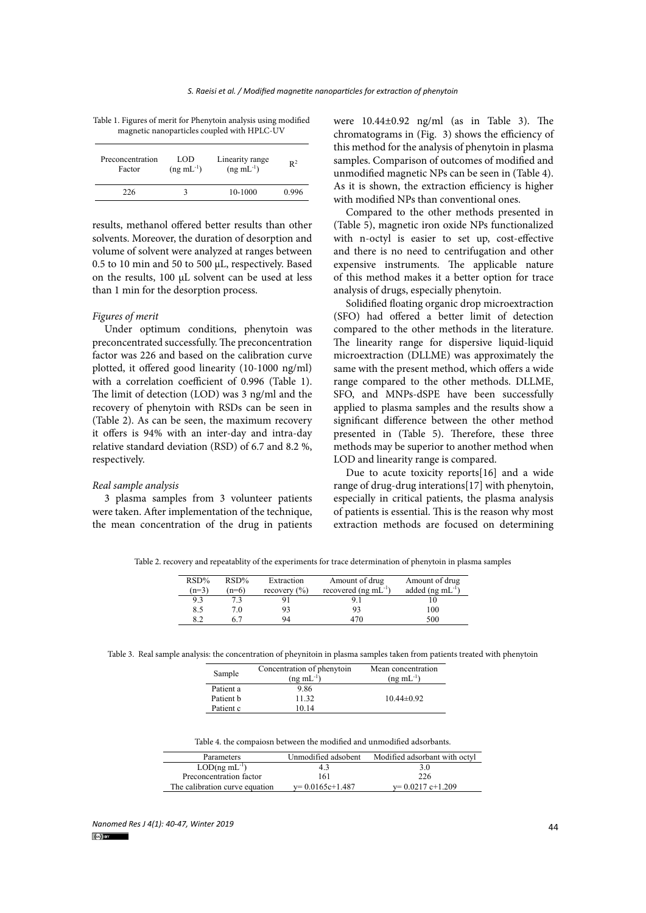Table 1. Figures of merit for Phenytoin analysis using modified magnetic nanoparticles coupled with HPLC-UV

| Preconcentration Factor | LOD (ng mL$^{-1}$) | Linearity range (ng mL$^{-1}$) | $R^2$ |
|---|---|---|---|
| 226 | 3 | 10-1000 | 0.996 |

results, methanol offered better results than other solvents. Moreover, the duration of desorption and volume of solvent were analyzed at ranges between 0.5 to 10 min and 50 to 500 µL, respectively. Based on the results, 100 µL solvent can be used at less than 1 min for the desorption process.

*Figures of merit*

Under optimum conditions, phenytoin was preconcentrated successfully. The preconcentration factor was 226 and based on the calibration curve plotted, it offered good linearity (10-1000 ng/ml) with a correlation coefficient of 0.996 (Table 1). The limit of detection (LOD) was 3 ng/ml and the recovery of phenytoin with RSDs can be seen in (Table 2). As can be seen, the maximum recovery it offers is 94% with an inter-day and intra-day relative standard deviation (RSD) of 6.7 and 8.2 %, respectively.

*Real sample analysis*

3 plasma samples from 3 volunteer patients were taken. After implementation of the technique, the mean concentration of the drug in patients were 10.44±0.92 ng/ml (as in Table 3). The chromatograms in (Fig. 3) shows the efficiency of this method for the analysis of phenytoin in plasma samples. Comparison of outcomes of modified and unmodified magnetic NPs can be seen in (Table 4). As it is shown, the extraction efficiency is higher with modified NPs than conventional ones.

Compared to the other methods presented in (Table 5), magnetic iron oxide NPs functionalized with n-octyl is easier to set up, cost-effective and there is no need to centrifugation and other expensive instruments. The applicable nature of this method makes it a better option for trace analysis of drugs, especially phenytoin.

Solidified floating organic drop microextraction (SFO) had offered a better limit of detection compared to the other methods in the literature. The linearity range for dispersive liquid-liquid microextraction (DLLME) was approximately the same with the present method, which offers a wide range compared to the other methods. DLLME, SFO, and MNPs-dSPE have been successfully applied to plasma samples and the results show a significant difference between the other method presented in (Table 5). Therefore, these three methods may be superior to another method when LOD and linearity range is compared.

Due to acute toxicity reports[16] and a wide range of drug-drug interations[17] with phenytoin, especially in critical patients, the plasma analysis of patients is essential. This is the reason why most extraction methods are focused on determining

Table 2. recovery and repeatablity of the experiments for trace determination of phenytoin in plasma samples

| RSD% (n=3) | RSD% (n=6) | Extraction recovery (%) | Amount of drug recovered (ng mL$^{-1}$) | Amount of drug added (ng mL$^{-1}$) |
|---|---|---|---|---|
| 9.3 | 7.3 | 91 | 9.1 | 10 |
| 8.5 | 7.0 | 93 | 93 | 100 |
| 8.2 | 6.7 | 94 | 470 | 500 |

Table 3. Real sample analysis: the concentration of pheynitoin in plasma samples taken from patients treated with phenytoin

| Sample | Concentration of phenytoin (ng mL$^{-1}$) | Mean concentration (ng mL$^{-1}$) |
|---|---|---|
| Patient a | 9.86 | |
| Patient b | 11.32 | 10.44±0.92 |
| Patient c | 10.14 | |

Table 4. the compaiosn between the modified and unmodified adsorbants.

| Parameters | Unmodified adsobent | Modified adsorbant with octyl |
|---|---|---|
| LOD(ng mL$^{-1}$) | 4.3 | 3.0 |
| Preconcentration factor | 161 | 226 |
| The calibration curve equation | $y= 0.0165c+1.487$ | $y= 0.0217\ c+1.209$ |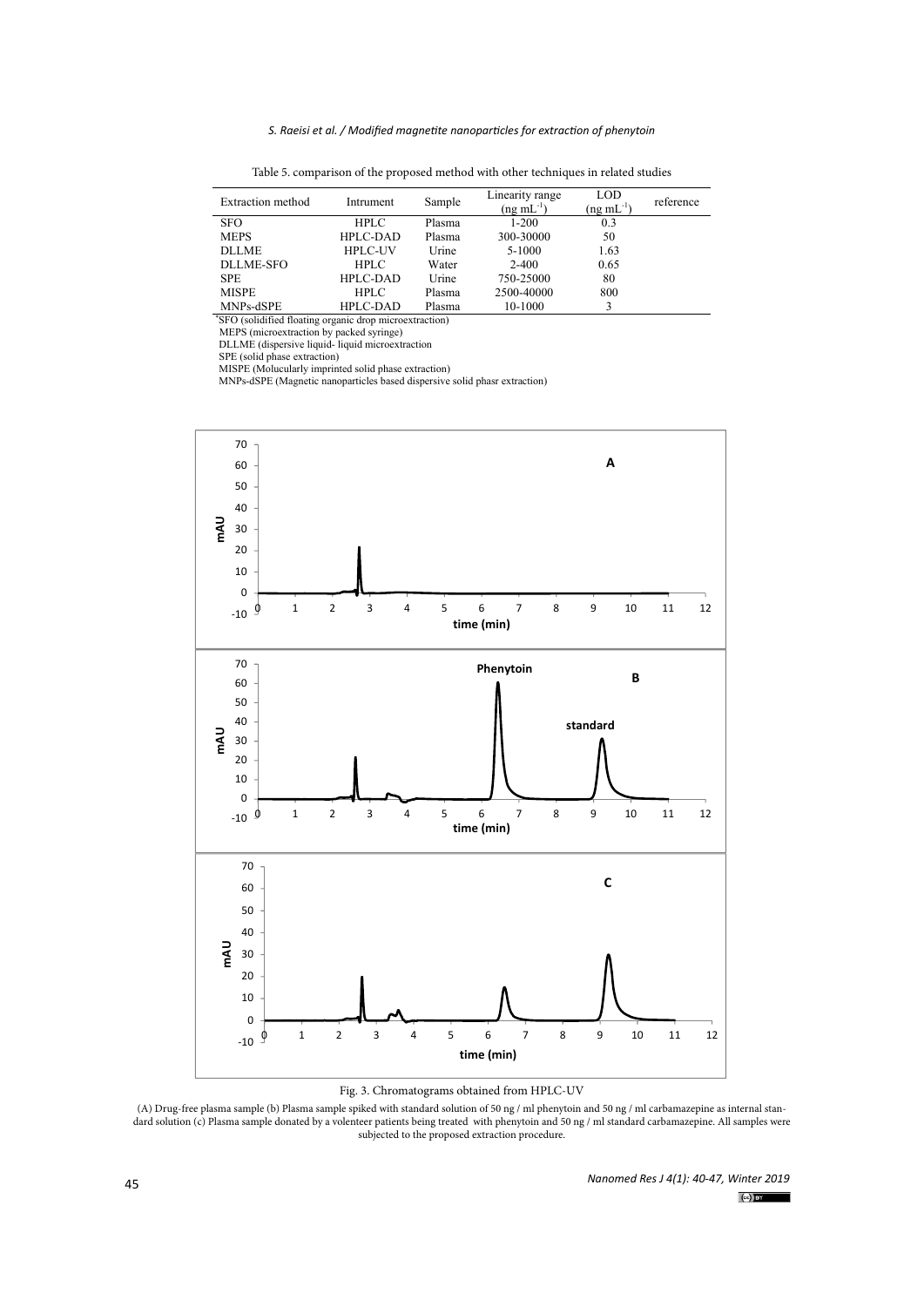Table 5. comparison of the proposed method with other techniques in related studies

| Extraction method | Intrument | Sample | Linearity range ($ng\ mL^{-1}$) | LOD ($ng\ mL^{-1}$) | reference |
|---|---|---|---|---|---|
| SFO | HPLC | Plasma | 1-200 | 0.3 | |
| MEPS | HPLC-DAD | Plasma | 300-30000 | 50 | |
| DLLME | HPLC-UV | Urine | 5-1000 | 1.63 | |
| DLLME-SFO | HPLC | Water | 2-400 | 0.65 | |
| SPE | HPLC-DAD | Urine | 750-25000 | 80 | |
| MISPE | HPLC | Plasma | 2500-40000 | 800 | |
| MNPs-dSPE | HPLC-DAD | Plasma | 10-1000 | 3 | |

*SFO (solidified floating organic drop microextraction)
MEPS (microextraction by packed syringe)
DLLME (dispersive liquid- liquid microextraction
SPE (solid phase extraction)
MISPE (Molucularly imprinted solid phase extraction)
MNPs-dSPE (Magnetic nanoparticles based dispersive solid phasr extraction)

Fig. 3. Chromatograms obtained from HPLC-UV

(A) Drug-free plasma sample (b) Plasma sample spiked with standard solution of 50 ng / ml phenytoin and 50 ng / ml carbamazepine as internal standard solution (c) Plasma sample donated by a volenteer patients being treated with phenytoin and 50 ng / ml standard carbamazepine. All samples were subjected to the proposed extraction procedure.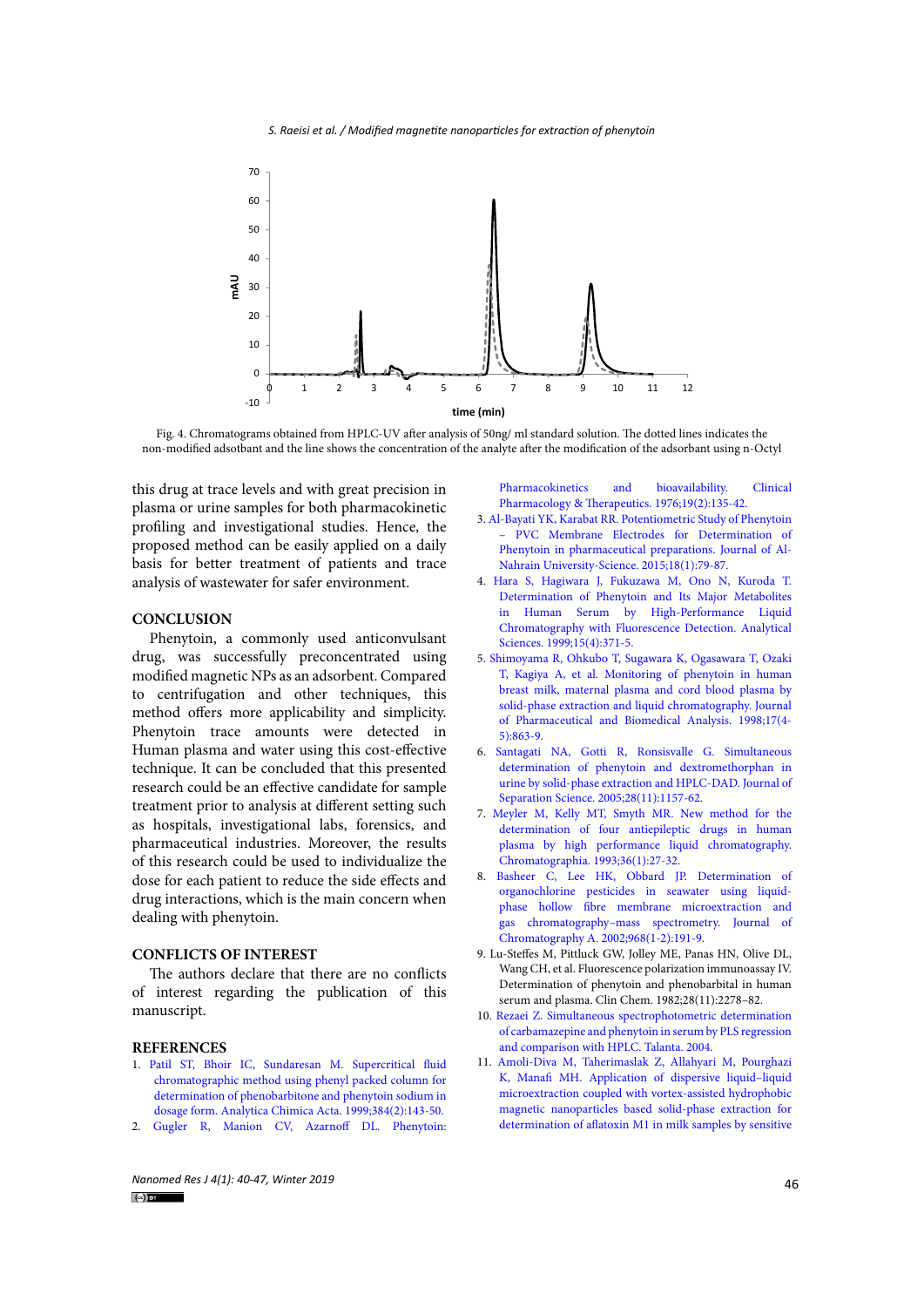Fig. 4. Chromatograms obtained from HPLC-UV after analysis of 50ng/ ml standard solution. The dotted lines indicates the non-modified adsotbant and the line shows the concentration of the analyte after the modification of the adsorbant using n-Octyl

this drug at trace levels and with great precision in plasma or urine samples for both pharmacokinetic profiling and investigational studies. Hence, the proposed method can be easily applied on a daily basis for better treatment of patients and trace analysis of wastewater for safer environment.

## CONCLUSION

Phenytoin, a commonly used anticonvulsant drug, was successfully preconcentrated using modified magnetic NPs as an adsorbent. Compared to centrifugation and other techniques, this method offers more applicability and simplicity. Phenytoin trace amounts were detected in Human plasma and water using this cost-effective technique. It can be concluded that this presented research could be an effective candidate for sample treatment prior to analysis at different setting such as hospitals, investigational labs, forensics, and pharmaceutical industries. Moreover, the results of this research could be used to individualize the dose for each patient to reduce the side effects and drug interactions, which is the main concern when dealing with phenytoin.

## CONFLICTS OF INTEREST

The authors declare that there are no conflicts of interest regarding the publication of this manuscript.

## REFERENCES

1. Patil ST, Bhoir IC, Sundaresan M. Supercritical fluid chromatographic method using phenyl packed column for determination of phenobarbitone and phenytoin sodium in dosage form. Analytica Chimica Acta. 1999;384(2):143-50.
2. Gugler R, Manion CV, Azarnoff DL. Phenytoin: Pharmacokinetics and bioavailability. Clinical Pharmacology & Therapeutics. 1976;19(2):135-42.
3. Al-Bayati YK, Karabat RR. Potentiometric Study of Phenytoin – PVC Membrane Electrodes for Determination of Phenytoin in pharmaceutical preparations. Journal of Al-Nahrain University-Science. 2015;18(1):79-87.
4. Hara S, Hagiwara J, Fukuzawa M, Ono N, Kuroda T. Determination of Phenytoin and Its Major Metabolites in Human Serum by High-Performance Liquid Chromatography with Fluorescence Detection. Analytical Sciences. 1999;15(4):371-5.
5. Shimoyama R, Ohkubo T, Sugawara K, Ogasawara T, Ozaki T, Kagiya A, et al. Monitoring of phenytoin in human breast milk, maternal plasma and cord blood plasma by solid-phase extraction and liquid chromatography. Journal of Pharmaceutical and Biomedical Analysis. 1998;17(4-5):863-9.
6. Santagati NA, Gotti R, Ronsisvalle G. Simultaneous determination of phenytoin and dextromethorphan in urine by solid-phase extraction and HPLC-DAD. Journal of Separation Science. 2005;28(11):1157-62.
7. Meyler M, Kelly MT, Smyth MR. New method for the determination of four antiepileptic drugs in human plasma by high performance liquid chromatography. Chromatographia. 1993;36(1):27-32.
8. Basheer C, Lee HK, Obbard JP. Determination of organochlorine pesticides in seawater using liquid-phase hollow fibre membrane microextraction and gas chromatography–mass spectrometry. Journal of Chromatography A. 2002;968(1-2):191-9.
9. Lu-Steffes M, Pittluck GW, Jolley ME, Panas HN, Olive DL, Wang CH, et al. Fluorescence polarization immunoassay IV. Determination of phenytoin and phenobarbital in human serum and plasma. Clin Chem. 1982;28(11):2278–82.
10. Rezaei Z. Simultaneous spectrophotometric determination of carbamazepine and phenytoin in serum by PLS regression and comparison with HPLC. Talanta. 2004.
11. Amoli-Diva M, Taherimaslak Z, Allahyari M, Pourghazi K, Manafi MH. Application of dispersive liquid–liquid microextraction coupled with vortex-assisted hydrophobic magnetic nanoparticles based solid-phase extraction for determination of aflatoxin M1 in milk samples by sensitive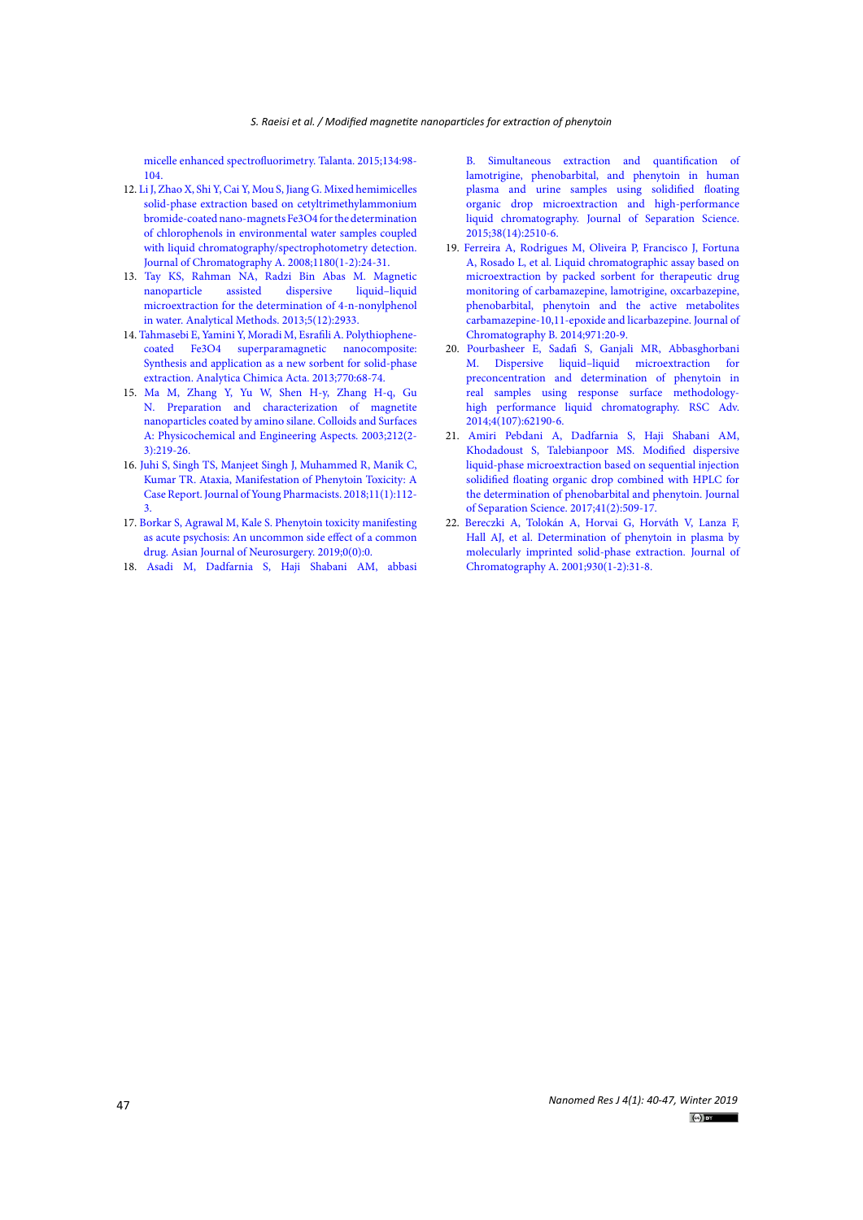micelle enhanced spectrofluorimetry. Talanta. 2015;134:98-104.

12. Li J, Zhao X, Shi Y, Cai Y, Mou S, Jiang G. Mixed hemimicelles solid-phase extraction based on cetyltrimethylammonium bromide-coated nano-magnets Fe3O4 for the determination of chlorophenols in environmental water samples coupled with liquid chromatography/spectrophotometry detection. Journal of Chromatography A. 2008;1180(1-2):24-31.
13. Tay KS, Rahman NA, Radzi Bin Abas M. Magnetic nanoparticle assisted dispersive liquid–liquid microextraction for the determination of 4-n-nonylphenol in water. Analytical Methods. 2013;5(12):2933.
14. Tahmasebi E, Yamini Y, Moradi M, Esrafili A. Polythiophene-coated Fe3O4 superparamagnetic nanocomposite: Synthesis and application as a new sorbent for solid-phase extraction. Analytica Chimica Acta. 2013;770:68-74.
15. Ma M, Zhang Y, Yu W, Shen H-y, Zhang H-q, Gu N. Preparation and characterization of magnetite nanoparticles coated by amino silane. Colloids and Surfaces A: Physicochemical and Engineering Aspects. 2003;212(2-3):219-26.
16. Juhi S, Singh TS, Manjeet Singh J, Muhammed R, Manik C, Kumar TR. Ataxia, Manifestation of Phenytoin Toxicity: A Case Report. Journal of Young Pharmacists. 2018;11(1):112-3.
17. Borkar S, Agrawal M, Kale S. Phenytoin toxicity manifesting as acute psychosis: An uncommon side effect of a common drug. Asian Journal of Neurosurgery. 2019;0(0):0.
18. Asadi M, Dadfarnia S, Haji Shabani AM, abbasi B. Simultaneous extraction and quantification of lamotrigine, phenobarbital, and phenytoin in human plasma and urine samples using solidified floating organic drop microextraction and high-performance liquid chromatography. Journal of Separation Science. 2015;38(14):2510-6.
19. Ferreira A, Rodrigues M, Oliveira P, Francisco J, Fortuna A, Rosado L, et al. Liquid chromatographic assay based on microextraction by packed sorbent for therapeutic drug monitoring of carbamazepine, lamotrigine, oxcarbazepine, phenobarbital, phenytoin and the active metabolites carbamazepine-10,11-epoxide and licarbazepine. Journal of Chromatography B. 2014;971:20-9.
20. Pourbasheer E, Sadafi S, Ganjali MR, Abbasghorbani M. Dispersive liquid–liquid microextraction for preconcentration and determination of phenytoin in real samples using response surface methodology-high performance liquid chromatography. RSC Adv. 2014;4(107):62190-6.
21. Amiri Pebdani A, Dadfarnia S, Haji Shabani AM, Khodadoust S, Talebianpoor MS. Modified dispersive liquid-phase microextraction based on sequential injection solidified floating organic drop combined with HPLC for the determination of phenobarbital and phenytoin. Journal of Separation Science. 2017;41(2):509-17.
22. Bereczki A, Tolokán A, Horvai G, Horváth V, Lanza F, Hall AJ, et al. Determination of phenytoin in plasma by molecularly imprinted solid-phase extraction. Journal of Chromatography A. 2001;930(1-2):31-8.